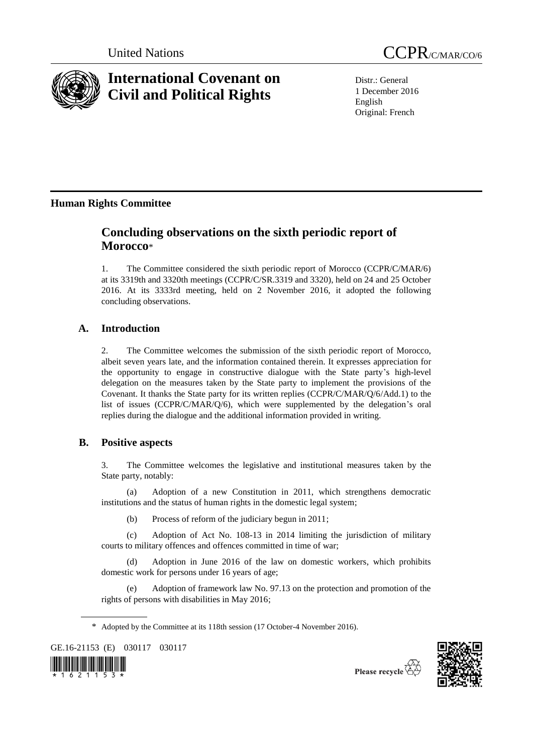United Nations

CCPR/C/MAR/CO/6

# International Covenant on Civil and Political Rights

Distr.: General
1 December 2016
English
Original: French

## Human Rights Committee

# Concluding observations on the sixth periodic report of Morocco*

1. The Committee considered the sixth periodic report of Morocco (CCPR/C/MAR/6) at its 3319th and 3320th meetings (CCPR/C/SR.3319 and 3320), held on 24 and 25 October 2016. At its 3333rd meeting, held on 2 November 2016, it adopted the following concluding observations.

## A. Introduction

2. The Committee welcomes the submission of the sixth periodic report of Morocco, albeit seven years late, and the information contained therein. It expresses appreciation for the opportunity to engage in constructive dialogue with the State party's high-level delegation on the measures taken by the State party to implement the provisions of the Covenant. It thanks the State party for its written replies (CCPR/C/MAR/Q/6/Add.1) to the list of issues (CCPR/C/MAR/Q/6), which were supplemented by the delegation's oral replies during the dialogue and the additional information provided in writing.

## B. Positive aspects

3. The Committee welcomes the legislative and institutional measures taken by the State party, notably:

(a) Adoption of a new Constitution in 2011, which strengthens democratic institutions and the status of human rights in the domestic legal system;

(b) Process of reform of the judiciary begun in 2011;

(c) Adoption of Act No. 108-13 in 2014 limiting the jurisdiction of military courts to military offences and offences committed in time of war;

(d) Adoption in June 2016 of the law on domestic workers, which prohibits domestic work for persons under 16 years of age;

(e) Adoption of framework law No. 97.13 on the protection and promotion of the rights of persons with disabilities in May 2016;

---

* Adopted by the Committee at its 118th session (17 October-4 November 2016).

GE.16-21153 (E) 030117 030117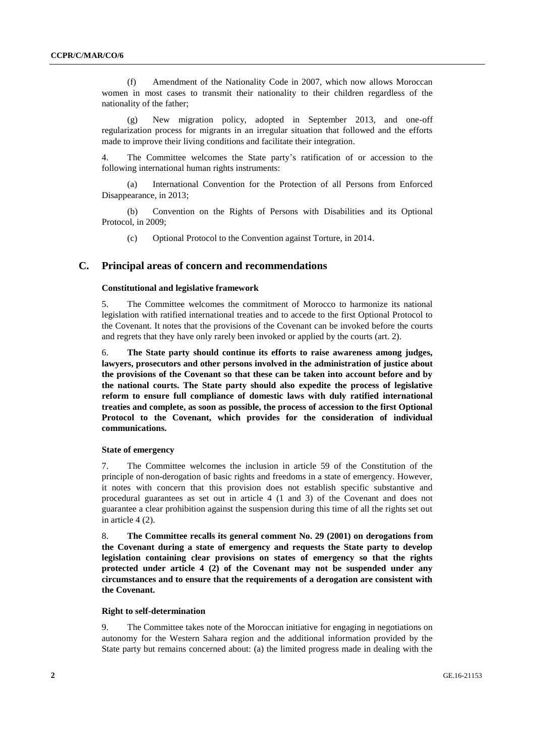(f) Amendment of the Nationality Code in 2007, which now allows Moroccan women in most cases to transmit their nationality to their children regardless of the nationality of the father;

(g) New migration policy, adopted in September 2013, and one-off regularization process for migrants in an irregular situation that followed and the efforts made to improve their living conditions and facilitate their integration.

4. The Committee welcomes the State party's ratification of or accession to the following international human rights instruments:

(a) International Convention for the Protection of all Persons from Enforced Disappearance, in 2013;

(b) Convention on the Rights of Persons with Disabilities and its Optional Protocol, in 2009;

(c) Optional Protocol to the Convention against Torture, in 2014.

## C. Principal areas of concern and recommendations

### Constitutional and legislative framework

5. The Committee welcomes the commitment of Morocco to harmonize its national legislation with ratified international treaties and to accede to the first Optional Protocol to the Covenant. It notes that the provisions of the Covenant can be invoked before the courts and regrets that they have only rarely been invoked or applied by the courts (art. 2).

6. **The State party should continue its efforts to raise awareness among judges, lawyers, prosecutors and other persons involved in the administration of justice about the provisions of the Covenant so that these can be taken into account before and by the national courts. The State party should also expedite the process of legislative reform to ensure full compliance of domestic laws with duly ratified international treaties and complete, as soon as possible, the process of accession to the first Optional Protocol to the Covenant, which provides for the consideration of individual communications.**

### State of emergency

7. The Committee welcomes the inclusion in article 59 of the Constitution of the principle of non-derogation of basic rights and freedoms in a state of emergency. However, it notes with concern that this provision does not establish specific substantive and procedural guarantees as set out in article 4 (1 and 3) of the Covenant and does not guarantee a clear prohibition against the suspension during this time of all the rights set out in article 4 (2).

8. **The Committee recalls its general comment No. 29 (2001) on derogations from the Covenant during a state of emergency and requests the State party to develop legislation containing clear provisions on states of emergency so that the rights protected under article 4 (2) of the Covenant may not be suspended under any circumstances and to ensure that the requirements of a derogation are consistent with the Covenant.**

### Right to self-determination

9. The Committee takes note of the Moroccan initiative for engaging in negotiations on autonomy for the Western Sahara region and the additional information provided by the State party but remains concerned about: (a) the limited progress made in dealing with the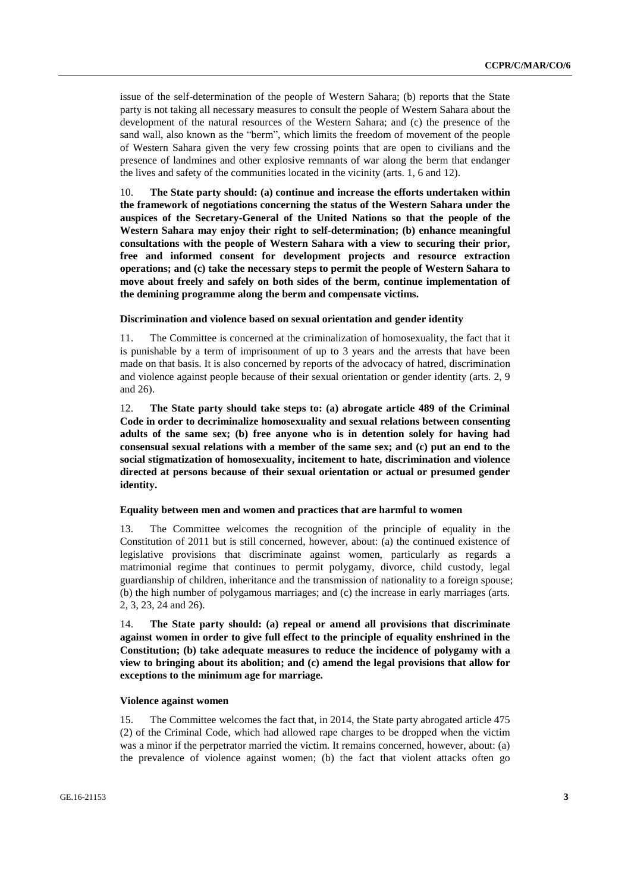issue of the self-determination of the people of Western Sahara; (b) reports that the State party is not taking all necessary measures to consult the people of Western Sahara about the development of the natural resources of the Western Sahara; and (c) the presence of the sand wall, also known as the "berm", which limits the freedom of movement of the people of Western Sahara given the very few crossing points that are open to civilians and the presence of landmines and other explosive remnants of war along the berm that endanger the lives and safety of the communities located in the vicinity (arts. 1, 6 and 12).

10. **The State party should: (a) continue and increase the efforts undertaken within the framework of negotiations concerning the status of the Western Sahara under the auspices of the Secretary-General of the United Nations so that the people of the Western Sahara may enjoy their right to self-determination; (b) enhance meaningful consultations with the people of Western Sahara with a view to securing their prior, free and informed consent for development projects and resource extraction operations; and (c) take the necessary steps to permit the people of Western Sahara to move about freely and safely on both sides of the berm, continue implementation of the demining programme along the berm and compensate victims.**

#### Discrimination and violence based on sexual orientation and gender identity

11. The Committee is concerned at the criminalization of homosexuality, the fact that it is punishable by a term of imprisonment of up to 3 years and the arrests that have been made on that basis. It is also concerned by reports of the advocacy of hatred, discrimination and violence against people because of their sexual orientation or gender identity (arts. 2, 9 and 26).

12. **The State party should take steps to: (a) abrogate article 489 of the Criminal Code in order to decriminalize homosexuality and sexual relations between consenting adults of the same sex; (b) free anyone who is in detention solely for having had consensual sexual relations with a member of the same sex; and (c) put an end to the social stigmatization of homosexuality, incitement to hate, discrimination and violence directed at persons because of their sexual orientation or actual or presumed gender identity.**

#### Equality between men and women and practices that are harmful to women

13. The Committee welcomes the recognition of the principle of equality in the Constitution of 2011 but is still concerned, however, about: (a) the continued existence of legislative provisions that discriminate against women, particularly as regards a matrimonial regime that continues to permit polygamy, divorce, child custody, legal guardianship of children, inheritance and the transmission of nationality to a foreign spouse; (b) the high number of polygamous marriages; and (c) the increase in early marriages (arts. 2, 3, 23, 24 and 26).

14. **The State party should: (a) repeal or amend all provisions that discriminate against women in order to give full effect to the principle of equality enshrined in the Constitution; (b) take adequate measures to reduce the incidence of polygamy with a view to bringing about its abolition; and (c) amend the legal provisions that allow for exceptions to the minimum age for marriage.**

#### Violence against women

15. The Committee welcomes the fact that, in 2014, the State party abrogated article 475 (2) of the Criminal Code, which had allowed rape charges to be dropped when the victim was a minor if the perpetrator married the victim. It remains concerned, however, about: (a) the prevalence of violence against women; (b) the fact that violent attacks often go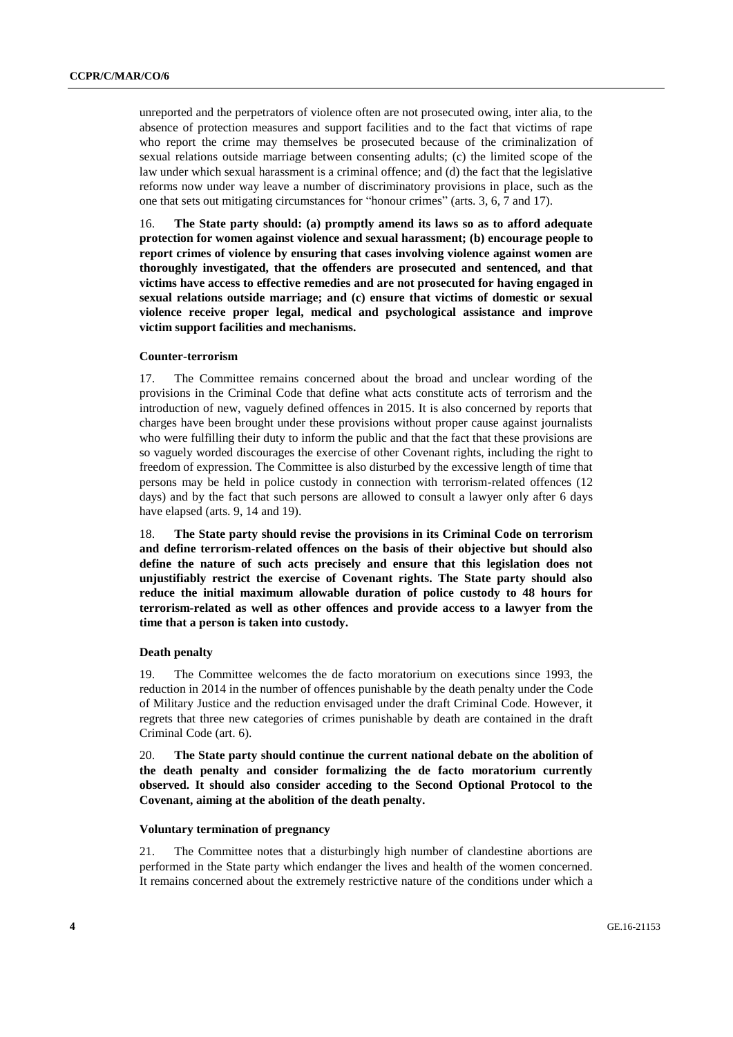unreported and the perpetrators of violence often are not prosecuted owing, inter alia, to the absence of protection measures and support facilities and to the fact that victims of rape who report the crime may themselves be prosecuted because of the criminalization of sexual relations outside marriage between consenting adults; (c) the limited scope of the law under which sexual harassment is a criminal offence; and (d) the fact that the legislative reforms now under way leave a number of discriminatory provisions in place, such as the one that sets out mitigating circumstances for "honour crimes" (arts. 3, 6, 7 and 17).

16. **The State party should: (a) promptly amend its laws so as to afford adequate protection for women against violence and sexual harassment; (b) encourage people to report crimes of violence by ensuring that cases involving violence against women are thoroughly investigated, that the offenders are prosecuted and sentenced, and that victims have access to effective remedies and are not prosecuted for having engaged in sexual relations outside marriage; and (c) ensure that victims of domestic or sexual violence receive proper legal, medical and psychological assistance and improve victim support facilities and mechanisms.**

### Counter-terrorism

17. The Committee remains concerned about the broad and unclear wording of the provisions in the Criminal Code that define what acts constitute acts of terrorism and the introduction of new, vaguely defined offences in 2015. It is also concerned by reports that charges have been brought under these provisions without proper cause against journalists who were fulfilling their duty to inform the public and that the fact that these provisions are so vaguely worded discourages the exercise of other Covenant rights, including the right to freedom of expression. The Committee is also disturbed by the excessive length of time that persons may be held in police custody in connection with terrorism-related offences (12 days) and by the fact that such persons are allowed to consult a lawyer only after 6 days have elapsed (arts. 9, 14 and 19).

18. **The State party should revise the provisions in its Criminal Code on terrorism and define terrorism-related offences on the basis of their objective but should also define the nature of such acts precisely and ensure that this legislation does not unjustifiably restrict the exercise of Covenant rights. The State party should also reduce the initial maximum allowable duration of police custody to 48 hours for terrorism-related as well as other offences and provide access to a lawyer from the time that a person is taken into custody.**

### Death penalty

19. The Committee welcomes the de facto moratorium on executions since 1993, the reduction in 2014 in the number of offences punishable by the death penalty under the Code of Military Justice and the reduction envisaged under the draft Criminal Code. However, it regrets that three new categories of crimes punishable by death are contained in the draft Criminal Code (art. 6).

20. **The State party should continue the current national debate on the abolition of the death penalty and consider formalizing the de facto moratorium currently observed. It should also consider acceding to the Second Optional Protocol to the Covenant, aiming at the abolition of the death penalty.**

### Voluntary termination of pregnancy

21. The Committee notes that a disturbingly high number of clandestine abortions are performed in the State party which endanger the lives and health of the women concerned. It remains concerned about the extremely restrictive nature of the conditions under which a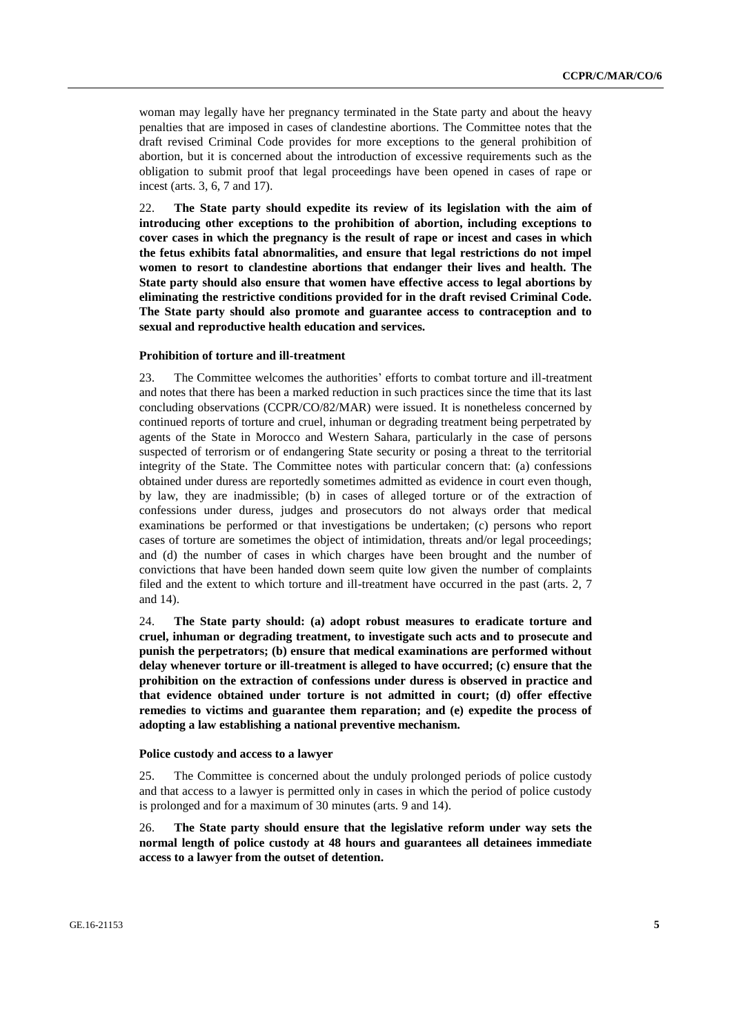woman may legally have her pregnancy terminated in the State party and about the heavy penalties that are imposed in cases of clandestine abortions. The Committee notes that the draft revised Criminal Code provides for more exceptions to the general prohibition of abortion, but it is concerned about the introduction of excessive requirements such as the obligation to submit proof that legal proceedings have been opened in cases of rape or incest (arts. 3, 6, 7 and 17).

22. **The State party should expedite its review of its legislation with the aim of introducing other exceptions to the prohibition of abortion, including exceptions to cover cases in which the pregnancy is the result of rape or incest and cases in which the fetus exhibits fatal abnormalities, and ensure that legal restrictions do not impel women to resort to clandestine abortions that endanger their lives and health. The State party should also ensure that women have effective access to legal abortions by eliminating the restrictive conditions provided for in the draft revised Criminal Code. The State party should also promote and guarantee access to contraception and to sexual and reproductive health education and services.**

#### Prohibition of torture and ill-treatment

23. The Committee welcomes the authorities' efforts to combat torture and ill-treatment and notes that there has been a marked reduction in such practices since the time that its last concluding observations (CCPR/CO/82/MAR) were issued. It is nonetheless concerned by continued reports of torture and cruel, inhuman or degrading treatment being perpetrated by agents of the State in Morocco and Western Sahara, particularly in the case of persons suspected of terrorism or of endangering State security or posing a threat to the territorial integrity of the State. The Committee notes with particular concern that: (a) confessions obtained under duress are reportedly sometimes admitted as evidence in court even though, by law, they are inadmissible; (b) in cases of alleged torture or of the extraction of confessions under duress, judges and prosecutors do not always order that medical examinations be performed or that investigations be undertaken; (c) persons who report cases of torture are sometimes the object of intimidation, threats and/or legal proceedings; and (d) the number of cases in which charges have been brought and the number of convictions that have been handed down seem quite low given the number of complaints filed and the extent to which torture and ill-treatment have occurred in the past (arts. 2, 7 and 14).

24. **The State party should: (a) adopt robust measures to eradicate torture and cruel, inhuman or degrading treatment, to investigate such acts and to prosecute and punish the perpetrators; (b) ensure that medical examinations are performed without delay whenever torture or ill-treatment is alleged to have occurred; (c) ensure that the prohibition on the extraction of confessions under duress is observed in practice and that evidence obtained under torture is not admitted in court; (d) offer effective remedies to victims and guarantee them reparation; and (e) expedite the process of adopting a law establishing a national preventive mechanism.**

#### Police custody and access to a lawyer

25. The Committee is concerned about the unduly prolonged periods of police custody and that access to a lawyer is permitted only in cases in which the period of police custody is prolonged and for a maximum of 30 minutes (arts. 9 and 14).

26. **The State party should ensure that the legislative reform under way sets the normal length of police custody at 48 hours and guarantees all detainees immediate access to a lawyer from the outset of detention.**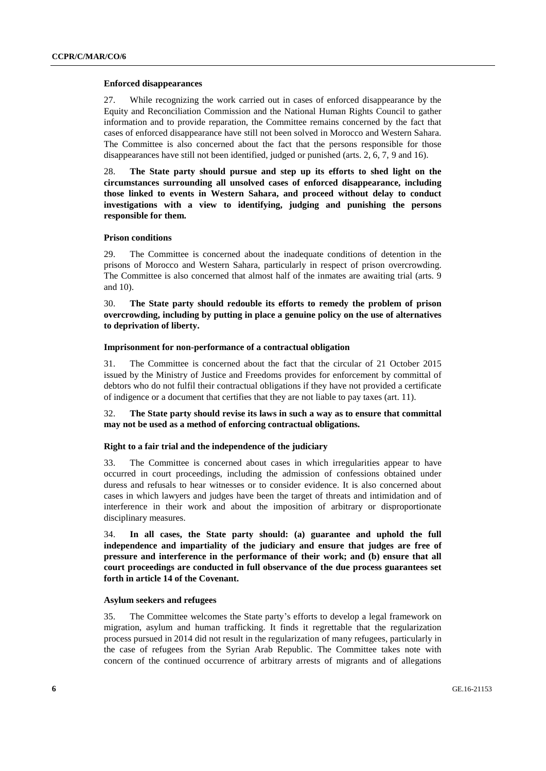**Enforced disappearances**

27. While recognizing the work carried out in cases of enforced disappearance by the Equity and Reconciliation Commission and the National Human Rights Council to gather information and to provide reparation, the Committee remains concerned by the fact that cases of enforced disappearance have still not been solved in Morocco and Western Sahara. The Committee is also concerned about the fact that the persons responsible for those disappearances have still not been identified, judged or punished (arts. 2, 6, 7, 9 and 16).

28. **The State party should pursue and step up its efforts to shed light on the circumstances surrounding all unsolved cases of enforced disappearance, including those linked to events in Western Sahara, and proceed without delay to conduct investigations with a view to identifying, judging and punishing the persons responsible for them.**

**Prison conditions**

29. The Committee is concerned about the inadequate conditions of detention in the prisons of Morocco and Western Sahara, particularly in respect of prison overcrowding. The Committee is also concerned that almost half of the inmates are awaiting trial (arts. 9 and 10).

30. **The State party should redouble its efforts to remedy the problem of prison overcrowding, including by putting in place a genuine policy on the use of alternatives to deprivation of liberty.**

**Imprisonment for non-performance of a contractual obligation**

31. The Committee is concerned about the fact that the circular of 21 October 2015 issued by the Ministry of Justice and Freedoms provides for enforcement by committal of debtors who do not fulfil their contractual obligations if they have not provided a certificate of indigence or a document that certifies that they are not liable to pay taxes (art. 11).

32. **The State party should revise its laws in such a way as to ensure that committal may not be used as a method of enforcing contractual obligations.**

**Right to a fair trial and the independence of the judiciary**

33. The Committee is concerned about cases in which irregularities appear to have occurred in court proceedings, including the admission of confessions obtained under duress and refusals to hear witnesses or to consider evidence. It is also concerned about cases in which lawyers and judges have been the target of threats and intimidation and of interference in their work and about the imposition of arbitrary or disproportionate disciplinary measures.

34. **In all cases, the State party should: (a) guarantee and uphold the full independence and impartiality of the judiciary and ensure that judges are free of pressure and interference in the performance of their work; and (b) ensure that all court proceedings are conducted in full observance of the due process guarantees set forth in article 14 of the Covenant.**

**Asylum seekers and refugees**

35. The Committee welcomes the State party's efforts to develop a legal framework on migration, asylum and human trafficking. It finds it regrettable that the regularization process pursued in 2014 did not result in the regularization of many refugees, particularly in the case of refugees from the Syrian Arab Republic. The Committee takes note with concern of the continued occurrence of arbitrary arrests of migrants and of allegations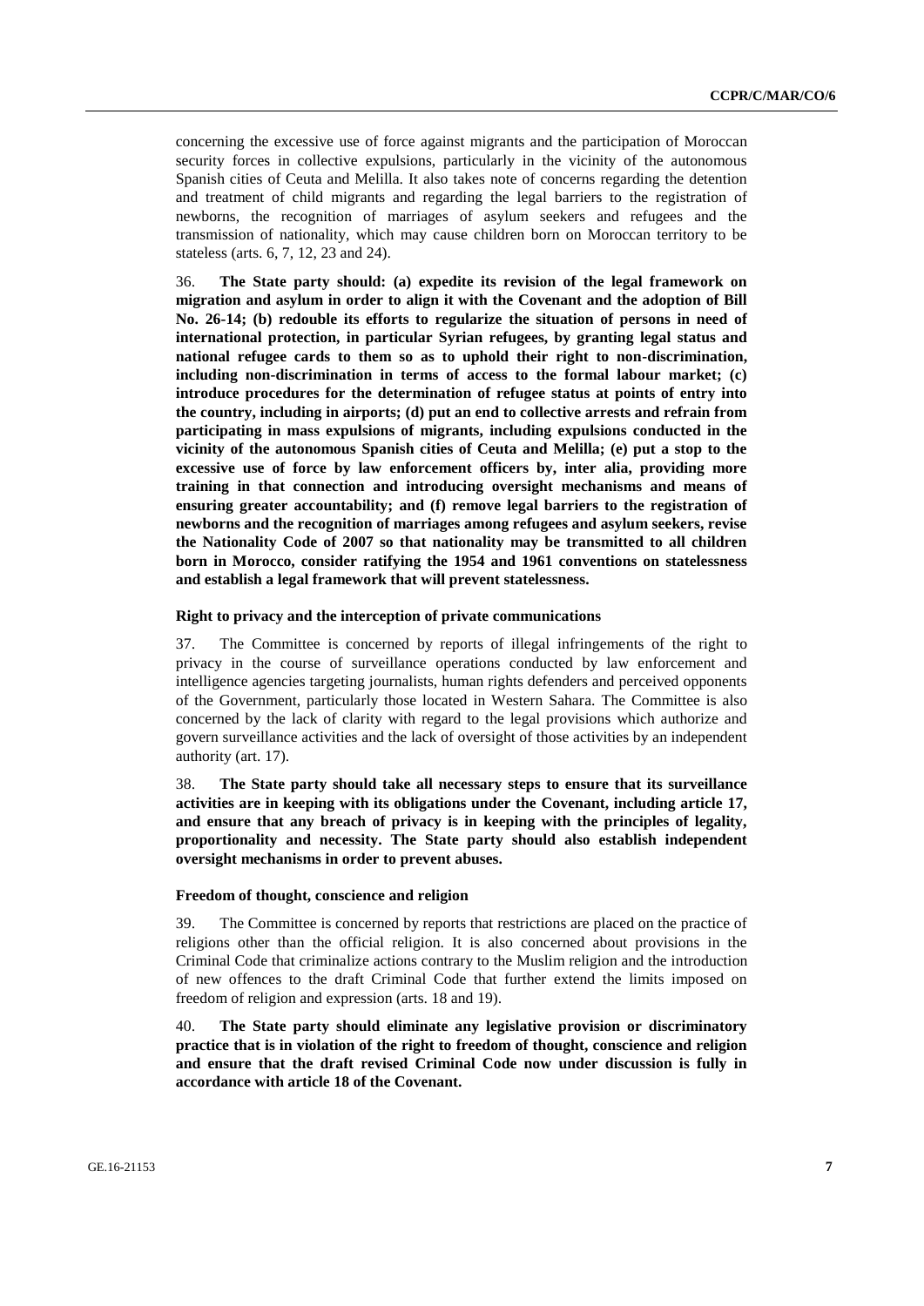concerning the excessive use of force against migrants and the participation of Moroccan security forces in collective expulsions, particularly in the vicinity of the autonomous Spanish cities of Ceuta and Melilla. It also takes note of concerns regarding the detention and treatment of child migrants and regarding the legal barriers to the registration of newborns, the recognition of marriages of asylum seekers and refugees and the transmission of nationality, which may cause children born on Moroccan territory to be stateless (arts. 6, 7, 12, 23 and 24).

36. **The State party should: (a) expedite its revision of the legal framework on migration and asylum in order to align it with the Covenant and the adoption of Bill No. 26-14; (b) redouble its efforts to regularize the situation of persons in need of international protection, in particular Syrian refugees, by granting legal status and national refugee cards to them so as to uphold their right to non-discrimination, including non-discrimination in terms of access to the formal labour market; (c) introduce procedures for the determination of refugee status at points of entry into the country, including in airports; (d) put an end to collective arrests and refrain from participating in mass expulsions of migrants, including expulsions conducted in the vicinity of the autonomous Spanish cities of Ceuta and Melilla; (e) put a stop to the excessive use of force by law enforcement officers by, inter alia, providing more training in that connection and introducing oversight mechanisms and means of ensuring greater accountability; and (f) remove legal barriers to the registration of newborns and the recognition of marriages among refugees and asylum seekers, revise the Nationality Code of 2007 so that nationality may be transmitted to all children born in Morocco, consider ratifying the 1954 and 1961 conventions on statelessness and establish a legal framework that will prevent statelessness.**

### Right to privacy and the interception of private communications

37. The Committee is concerned by reports of illegal infringements of the right to privacy in the course of surveillance operations conducted by law enforcement and intelligence agencies targeting journalists, human rights defenders and perceived opponents of the Government, particularly those located in Western Sahara. The Committee is also concerned by the lack of clarity with regard to the legal provisions which authorize and govern surveillance activities and the lack of oversight of those activities by an independent authority (art. 17).

38. **The State party should take all necessary steps to ensure that its surveillance activities are in keeping with its obligations under the Covenant, including article 17, and ensure that any breach of privacy is in keeping with the principles of legality, proportionality and necessity. The State party should also establish independent oversight mechanisms in order to prevent abuses.**

### Freedom of thought, conscience and religion

39. The Committee is concerned by reports that restrictions are placed on the practice of religions other than the official religion. It is also concerned about provisions in the Criminal Code that criminalize actions contrary to the Muslim religion and the introduction of new offences to the draft Criminal Code that further extend the limits imposed on freedom of religion and expression (arts. 18 and 19).

40. **The State party should eliminate any legislative provision or discriminatory practice that is in violation of the right to freedom of thought, conscience and religion and ensure that the draft revised Criminal Code now under discussion is fully in accordance with article 18 of the Covenant.**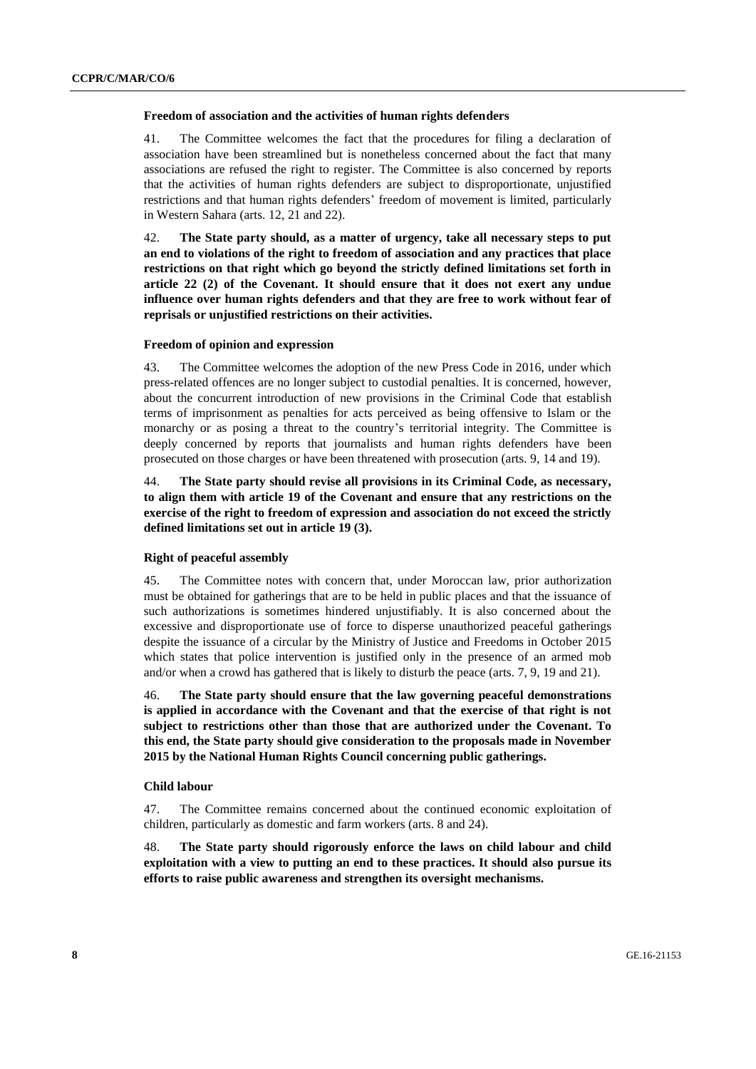### Freedom of association and the activities of human rights defenders

41. The Committee welcomes the fact that the procedures for filing a declaration of association have been streamlined but is nonetheless concerned about the fact that many associations are refused the right to register. The Committee is also concerned by reports that the activities of human rights defenders are subject to disproportionate, unjustified restrictions and that human rights defenders' freedom of movement is limited, particularly in Western Sahara (arts. 12, 21 and 22).

42. **The State party should, as a matter of urgency, take all necessary steps to put an end to violations of the right to freedom of association and any practices that place restrictions on that right which go beyond the strictly defined limitations set forth in article 22 (2) of the Covenant. It should ensure that it does not exert any undue influence over human rights defenders and that they are free to work without fear of reprisals or unjustified restrictions on their activities.**

### Freedom of opinion and expression

43. The Committee welcomes the adoption of the new Press Code in 2016, under which press-related offences are no longer subject to custodial penalties. It is concerned, however, about the concurrent introduction of new provisions in the Criminal Code that establish terms of imprisonment as penalties for acts perceived as being offensive to Islam or the monarchy or as posing a threat to the country's territorial integrity. The Committee is deeply concerned by reports that journalists and human rights defenders have been prosecuted on those charges or have been threatened with prosecution (arts. 9, 14 and 19).

44. **The State party should revise all provisions in its Criminal Code, as necessary, to align them with article 19 of the Covenant and ensure that any restrictions on the exercise of the right to freedom of expression and association do not exceed the strictly defined limitations set out in article 19 (3).**

### Right of peaceful assembly

45. The Committee notes with concern that, under Moroccan law, prior authorization must be obtained for gatherings that are to be held in public places and that the issuance of such authorizations is sometimes hindered unjustifiably. It is also concerned about the excessive and disproportionate use of force to disperse unauthorized peaceful gatherings despite the issuance of a circular by the Ministry of Justice and Freedoms in October 2015 which states that police intervention is justified only in the presence of an armed mob and/or when a crowd has gathered that is likely to disturb the peace (arts. 7, 9, 19 and 21).

46. **The State party should ensure that the law governing peaceful demonstrations is applied in accordance with the Covenant and that the exercise of that right is not subject to restrictions other than those that are authorized under the Covenant. To this end, the State party should give consideration to the proposals made in November 2015 by the National Human Rights Council concerning public gatherings.**

### Child labour

47. The Committee remains concerned about the continued economic exploitation of children, particularly as domestic and farm workers (arts. 8 and 24).

48. **The State party should rigorously enforce the laws on child labour and child exploitation with a view to putting an end to these practices. It should also pursue its efforts to raise public awareness and strengthen its oversight mechanisms.**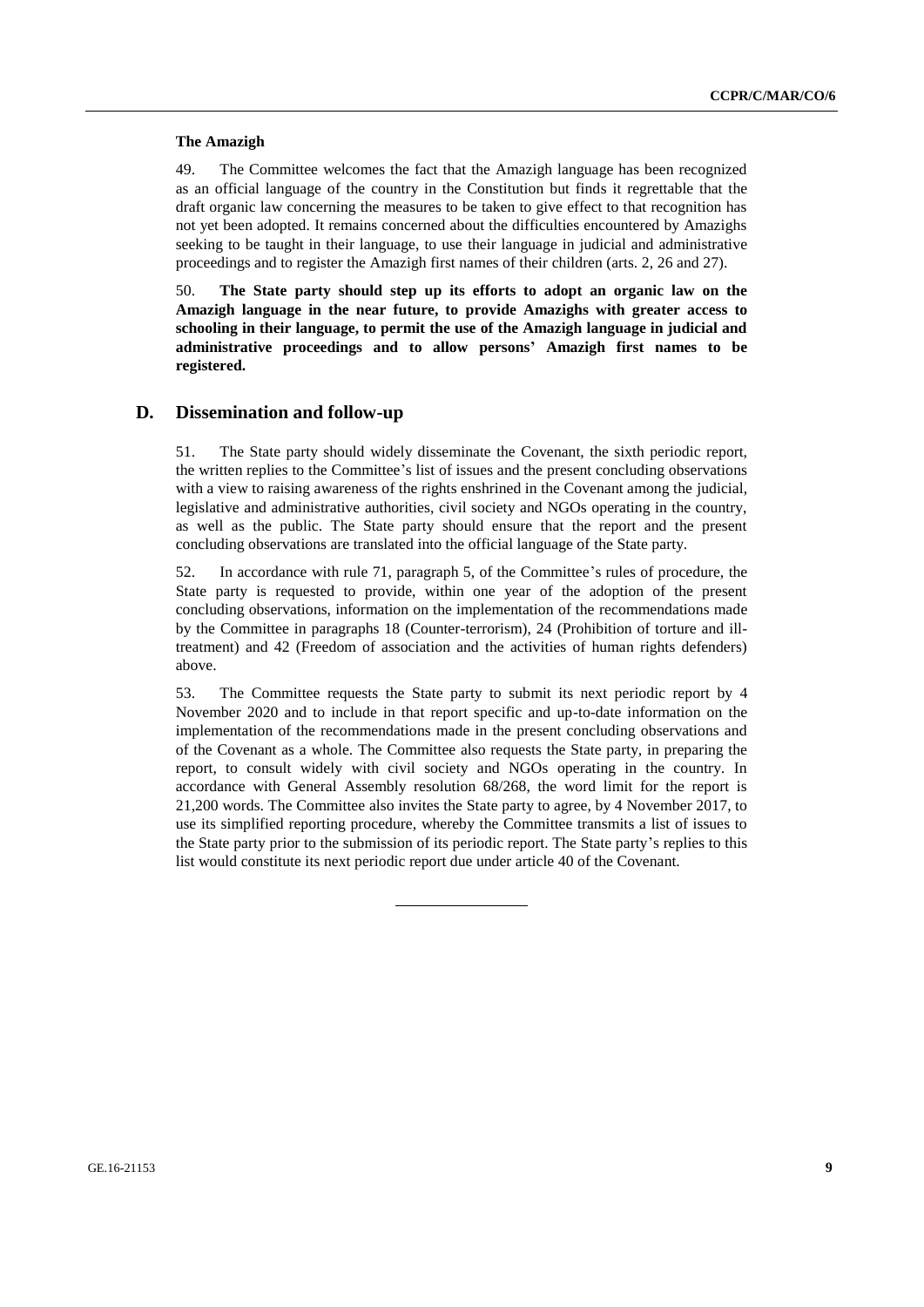**The Amazigh**

49. The Committee welcomes the fact that the Amazigh language has been recognized as an official language of the country in the Constitution but finds it regrettable that the draft organic law concerning the measures to be taken to give effect to that recognition has not yet been adopted. It remains concerned about the difficulties encountered by Amazighs seeking to be taught in their language, to use their language in judicial and administrative proceedings and to register the Amazigh first names of their children (arts. 2, 26 and 27).

50. **The State party should step up its efforts to adopt an organic law on the Amazigh language in the near future, to provide Amazighs with greater access to schooling in their language, to permit the use of the Amazigh language in judicial and administrative proceedings and to allow persons' Amazigh first names to be registered.**

## D. Dissemination and follow-up

51. The State party should widely disseminate the Covenant, the sixth periodic report, the written replies to the Committee's list of issues and the present concluding observations with a view to raising awareness of the rights enshrined in the Covenant among the judicial, legislative and administrative authorities, civil society and NGOs operating in the country, as well as the public. The State party should ensure that the report and the present concluding observations are translated into the official language of the State party.

52. In accordance with rule 71, paragraph 5, of the Committee's rules of procedure, the State party is requested to provide, within one year of the adoption of the present concluding observations, information on the implementation of the recommendations made by the Committee in paragraphs 18 (Counter-terrorism), 24 (Prohibition of torture and ill-treatment) and 42 (Freedom of association and the activities of human rights defenders) above.

53. The Committee requests the State party to submit its next periodic report by 4 November 2020 and to include in that report specific and up-to-date information on the implementation of the recommendations made in the present concluding observations and of the Covenant as a whole. The Committee also requests the State party, in preparing the report, to consult widely with civil society and NGOs operating in the country. In accordance with General Assembly resolution 68/268, the word limit for the report is 21,200 words. The Committee also invites the State party to agree, by 4 November 2017, to use its simplified reporting procedure, whereby the Committee transmits a list of issues to the State party prior to the submission of its periodic report. The State party's replies to this list would constitute its next periodic report due under article 40 of the Covenant.